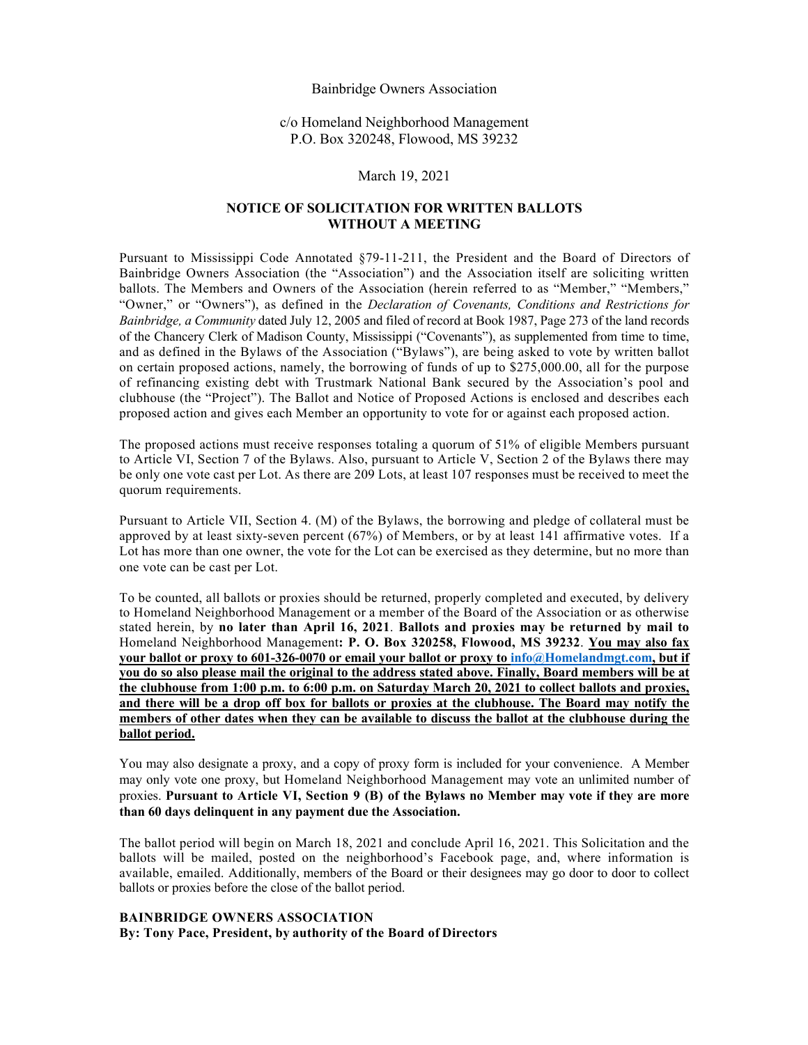Bainbridge Owners Association

c/o Homeland Neighborhood Management
P.O. Box 320248, Flowood, MS 39232

March 19, 2021

## NOTICE OF SOLICITATION FOR WRITTEN BALLOTS WITHOUT A MEETING

Pursuant to Mississippi Code Annotated §79-11-211, the President and the Board of Directors of Bainbridge Owners Association (the "Association") and the Association itself are soliciting written ballots. The Members and Owners of the Association (herein referred to as "Member," "Members," "Owner," or "Owners"), as defined in the *Declaration of Covenants, Conditions and Restrictions for Bainbridge, a Community* dated July 12, 2005 and filed of record at Book 1987, Page 273 of the land records of the Chancery Clerk of Madison County, Mississippi ("Covenants"), as supplemented from time to time, and as defined in the Bylaws of the Association ("Bylaws"), are being asked to vote by written ballot on certain proposed actions, namely, the borrowing of funds of up to $275,000.00, all for the purpose of refinancing existing debt with Trustmark National Bank secured by the Association's pool and clubhouse (the "Project"). The Ballot and Notice of Proposed Actions is enclosed and describes each proposed action and gives each Member an opportunity to vote for or against each proposed action.

The proposed actions must receive responses totaling a quorum of 51% of eligible Members pursuant to Article VI, Section 7 of the Bylaws. Also, pursuant to Article V, Section 2 of the Bylaws there may be only one vote cast per Lot. As there are 209 Lots, at least 107 responses must be received to meet the quorum requirements.

Pursuant to Article VII, Section 4. (M) of the Bylaws, the borrowing and pledge of collateral must be approved by at least sixty-seven percent (67%) of Members, or by at least 141 affirmative votes. If a Lot has more than one owner, the vote for the Lot can be exercised as they determine, but no more than one vote can be cast per Lot.

To be counted, all ballots or proxies should be returned, properly completed and executed, by delivery to Homeland Neighborhood Management or a member of the Board of the Association or as otherwise stated herein, by **no later than April 16, 2021**. **Ballots and proxies may be returned by mail to** Homeland Neighborhood Management**: P. O. Box 320258, Flowood, MS 39232**. **You may also fax your ballot or proxy to 601-326-0070 or email your ballot or proxy to info@Homelandmgt.com, but if you do so also please mail the original to the address stated above. Finally, Board members will be at the clubhouse from 1:00 p.m. to 6:00 p.m. on Saturday March 20, 2021 to collect ballots and proxies, and there will be a drop off box for ballots or proxies at the clubhouse. The Board may notify the members of other dates when they can be available to discuss the ballot at the clubhouse during the ballot period.**

You may also designate a proxy, and a copy of proxy form is included for your convenience. A Member may only vote one proxy, but Homeland Neighborhood Management may vote an unlimited number of proxies. **Pursuant to Article VI, Section 9 (B) of the Bylaws no Member may vote if they are more than 60 days delinquent in any payment due the Association.**

The ballot period will begin on March 18, 2021 and conclude April 16, 2021. This Solicitation and the ballots will be mailed, posted on the neighborhood's Facebook page, and, where information is available, emailed. Additionally, members of the Board or their designees may go door to door to collect ballots or proxies before the close of the ballot period.

**BAINBRIDGE OWNERS ASSOCIATION**
**By: Tony Pace, President, by authority of the Board of Directors**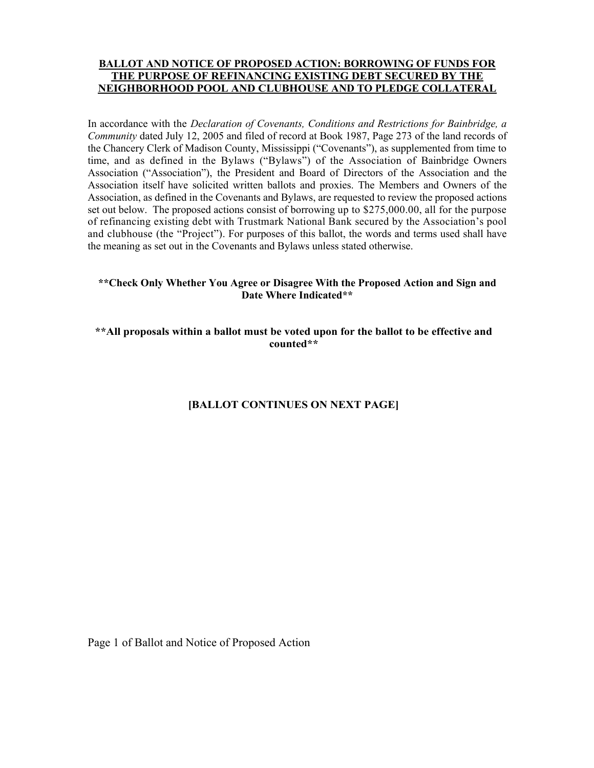**BALLOT AND NOTICE OF PROPOSED ACTION: BORROWING OF FUNDS FOR THE PURPOSE OF REFINANCING EXISTING DEBT SECURED BY THE NEIGHBORHOOD POOL AND CLUBHOUSE AND TO PLEDGE COLLATERAL**

In accordance with the *Declaration of Covenants, Conditions and Restrictions for Bainbridge, a Community* dated July 12, 2005 and filed of record at Book 1987, Page 273 of the land records of the Chancery Clerk of Madison County, Mississippi ("Covenants"), as supplemented from time to time, and as defined in the Bylaws ("Bylaws") of the Association of Bainbridge Owners Association ("Association"), the President and Board of Directors of the Association and the Association itself have solicited written ballots and proxies. The Members and Owners of the Association, as defined in the Covenants and Bylaws, are requested to review the proposed actions set out below. The proposed actions consist of borrowing up to $275,000.00, all for the purpose of refinancing existing debt with Trustmark National Bank secured by the Association's pool and clubhouse (the "Project"). For purposes of this ballot, the words and terms used shall have the meaning as set out in the Covenants and Bylaws unless stated otherwise.

**\*\*Check Only Whether You Agree or Disagree With the Proposed Action and Sign and Date Where Indicated\*\***

**\*\*All proposals within a ballot must be voted upon for the ballot to be effective and counted\*\***

**[BALLOT CONTINUES ON NEXT PAGE]**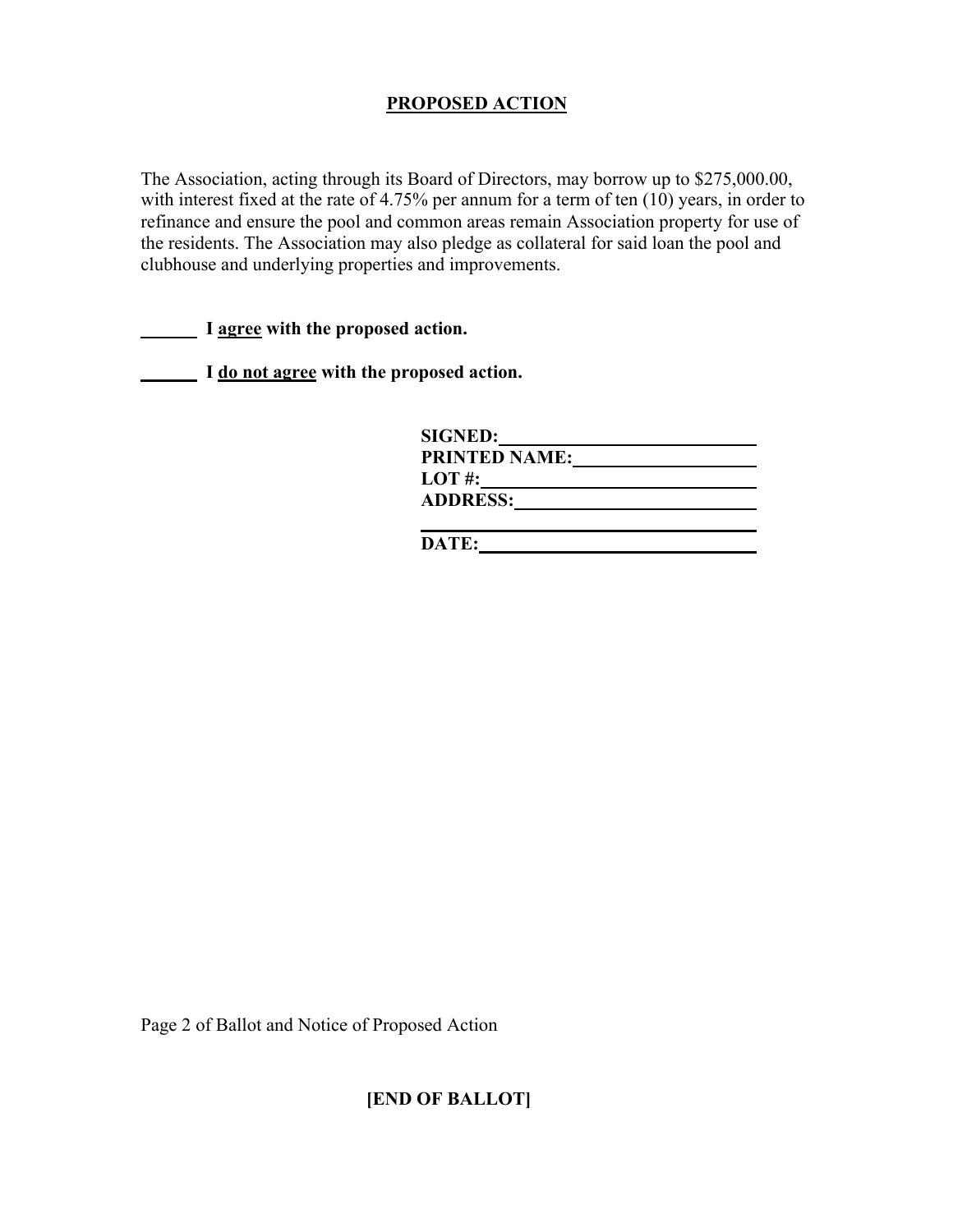## PROPOSED ACTION

The Association, acting through its Board of Directors, may borrow up to $275,000.00, with interest fixed at the rate of 4.75% per annum for a term of ten (10) years, in order to refinance and ensure the pool and common areas remain Association property for use of the residents. The Association may also pledge as collateral for said loan the pool and clubhouse and underlying properties and improvements.

______ **I agree with the proposed action.**

______ **I do not agree with the proposed action.**

**SIGNED:** ______________________________
**PRINTED NAME:** ______________________
**LOT #:** ______________________________
**ADDRESS:** ___________________________
_______________________________________
**DATE:** ______________________________

Page 2 of Ballot and Notice of Proposed Action

**[END OF BALLOT]**